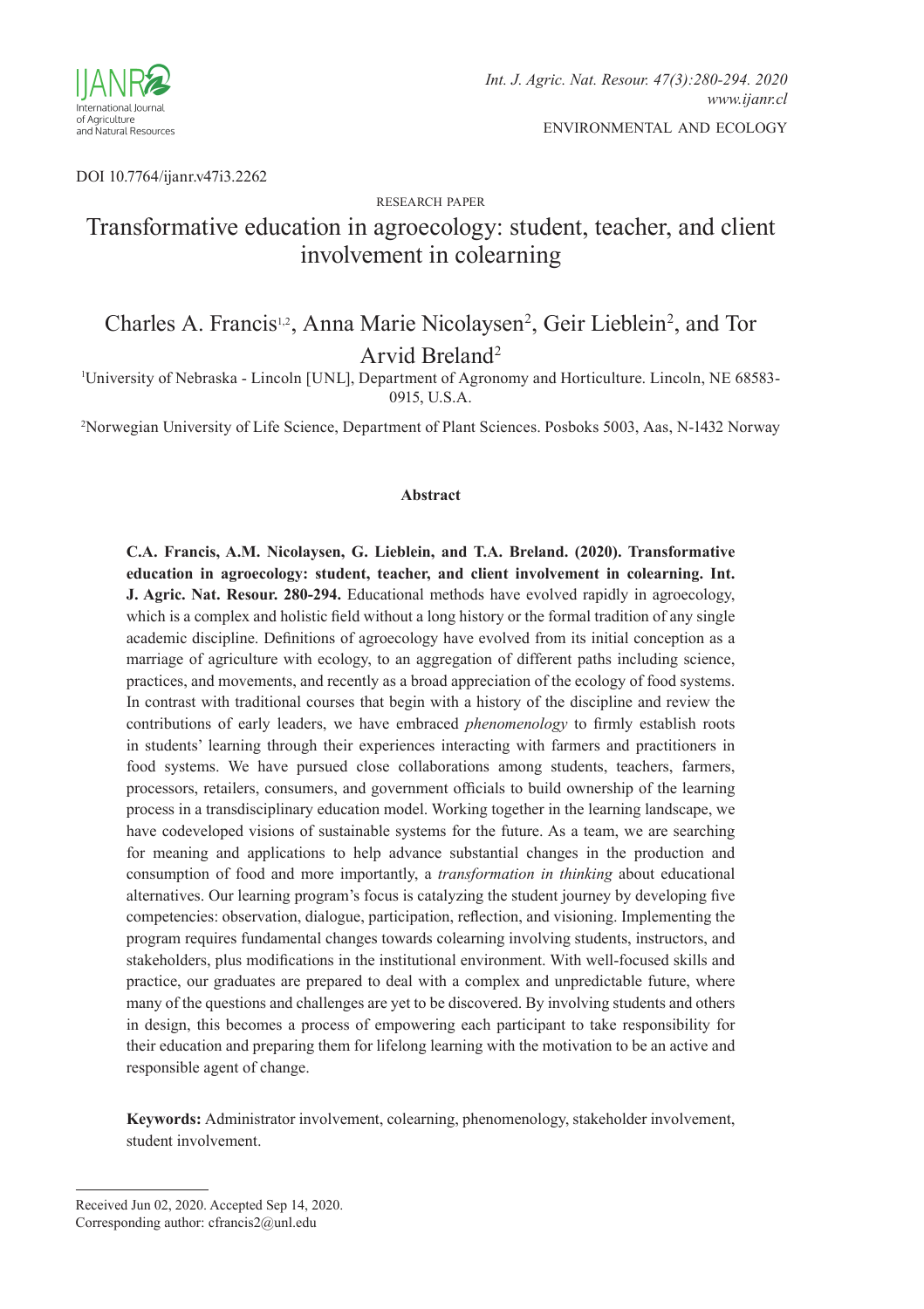DOI 10.7764/ijanr.v47i3.2262

RESEARCH PAPER

# Transformative education in agroecology: student, teacher, and client involvement in colearning

Charles A. Francis[1,2], Anna Marie Nicolaysen[2], Geir Lieblein[2], and Tor Arvid Breland[2]

[1]University of Nebraska - Lincoln [UNL], Department of Agronomy and Horticulture. Lincoln, NE 68583-0915, U.S.A.

[2]Norwegian University of Life Science, Department of Plant Sciences. Posboks 5003, Aas, N-1432 Norway

## Abstract

**C.A. Francis, A.M. Nicolaysen, G. Lieblein, and T.A. Breland. (2020). Transformative education in agroecology: student, teacher, and client involvement in colearning. Int. J. Agric. Nat. Resour. 280-294.** Educational methods have evolved rapidly in agroecology, which is a complex and holistic field without a long history or the formal tradition of any single academic discipline. Definitions of agroecology have evolved from its initial conception as a marriage of agriculture with ecology, to an aggregation of different paths including science, practices, and movements, and recently as a broad appreciation of the ecology of food systems. In contrast with traditional courses that begin with a history of the discipline and review the contributions of early leaders, we have embraced *phenomenology* to firmly establish roots in students' learning through their experiences interacting with farmers and practitioners in food systems. We have pursued close collaborations among students, teachers, farmers, processors, retailers, consumers, and government officials to build ownership of the learning process in a transdisciplinary education model. Working together in the learning landscape, we have codeveloped visions of sustainable systems for the future. As a team, we are searching for meaning and applications to help advance substantial changes in the production and consumption of food and more importantly, a *transformation in thinking* about educational alternatives. Our learning program's focus is catalyzing the student journey by developing five competencies: observation, dialogue, participation, reflection, and visioning. Implementing the program requires fundamental changes towards colearning involving students, instructors, and stakeholders, plus modifications in the institutional environment. With well-focused skills and practice, our graduates are prepared to deal with a complex and unpredictable future, where many of the questions and challenges are yet to be discovered. By involving students and others in design, this becomes a process of empowering each participant to take responsibility for their education and preparing them for lifelong learning with the motivation to be an active and responsible agent of change.

**Keywords:** Administrator involvement, colearning, phenomenology, stakeholder involvement, student involvement.

---

Received Jun 02, 2020. Accepted Sep 14, 2020.
Corresponding author: cfrancis2@unl.edu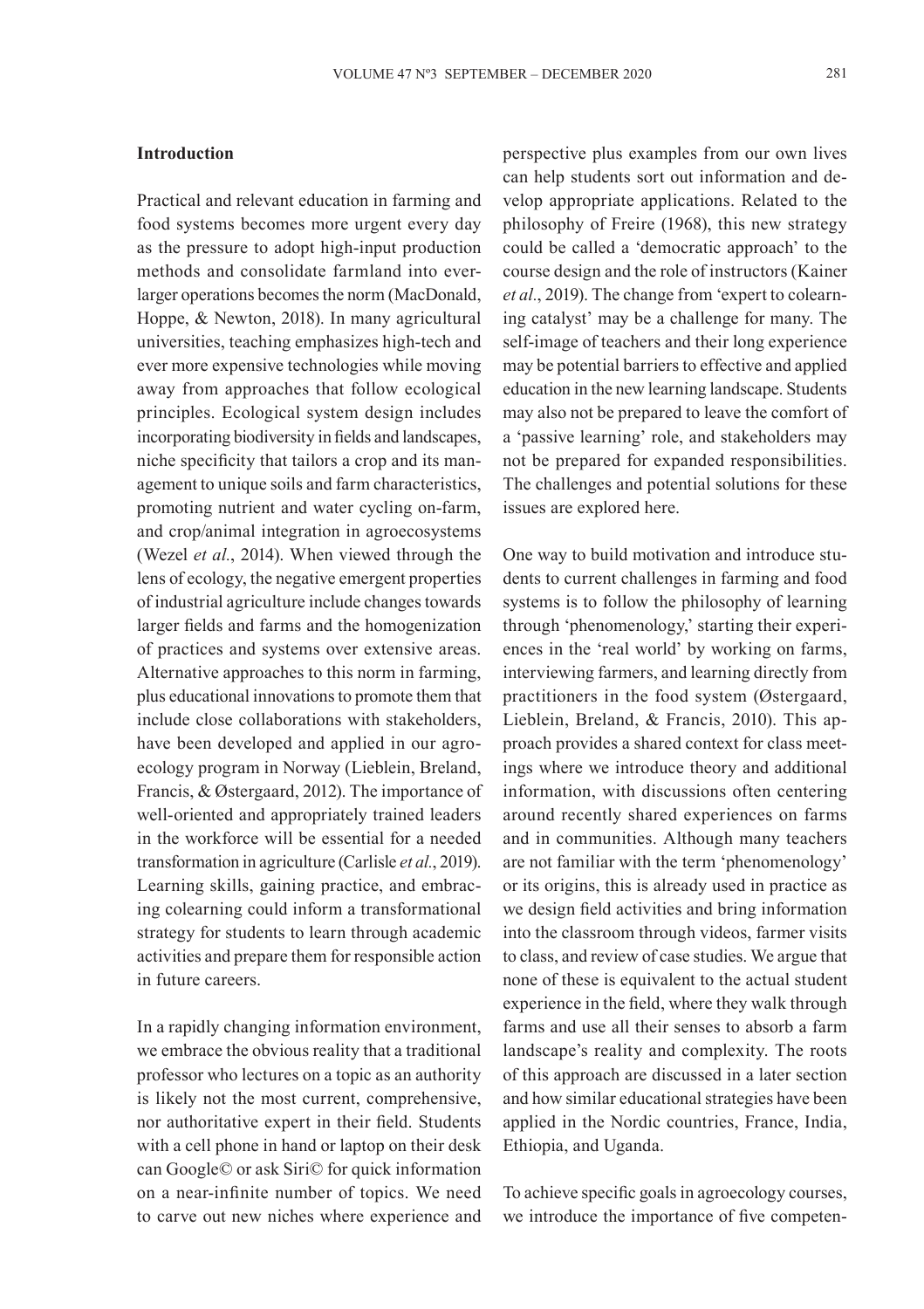## Introduction

Practical and relevant education in farming and food systems becomes more urgent every day as the pressure to adopt high-input production methods and consolidate farmland into ever-larger operations becomes the norm (MacDonald, Hoppe, & Newton, 2018). In many agricultural universities, teaching emphasizes high-tech and ever more expensive technologies while moving away from approaches that follow ecological principles. Ecological system design includes incorporating biodiversity in fields and landscapes, niche specificity that tailors a crop and its management to unique soils and farm characteristics, promoting nutrient and water cycling on-farm, and crop/animal integration in agroecosystems (Wezel *et al.*, 2014). When viewed through the lens of ecology, the negative emergent properties of industrial agriculture include changes towards larger fields and farms and the homogenization of practices and systems over extensive areas. Alternative approaches to this norm in farming, plus educational innovations to promote them that include close collaborations with stakeholders, have been developed and applied in our agroecology program in Norway (Lieblein, Breland, Francis, & Østergaard, 2012). The importance of well-oriented and appropriately trained leaders in the workforce will be essential for a needed transformation in agriculture (Carlisle *et al.*, 2019). Learning skills, gaining practice, and embracing colearning could inform a transformational strategy for students to learn through academic activities and prepare them for responsible action in future careers.

In a rapidly changing information environment, we embrace the obvious reality that a traditional professor who lectures on a topic as an authority is likely not the most current, comprehensive, nor authoritative expert in their field. Students with a cell phone in hand or laptop on their desk can Google© or ask Siri© for quick information on a near-infinite number of topics. We need to carve out new niches where experience and perspective plus examples from our own lives can help students sort out information and develop appropriate applications. Related to the philosophy of Freire (1968), this new strategy could be called a 'democratic approach' to the course design and the role of instructors (Kainer *et al.*, 2019). The change from 'expert to colearning catalyst' may be a challenge for many. The self-image of teachers and their long experience may be potential barriers to effective and applied education in the new learning landscape. Students may also not be prepared to leave the comfort of a 'passive learning' role, and stakeholders may not be prepared for expanded responsibilities. The challenges and potential solutions for these issues are explored here.

One way to build motivation and introduce students to current challenges in farming and food systems is to follow the philosophy of learning through 'phenomenology,' starting their experiences in the 'real world' by working on farms, interviewing farmers, and learning directly from practitioners in the food system (Østergaard, Lieblein, Breland, & Francis, 2010). This approach provides a shared context for class meetings where we introduce theory and additional information, with discussions often centering around recently shared experiences on farms and in communities. Although many teachers are not familiar with the term 'phenomenology' or its origins, this is already used in practice as we design field activities and bring information into the classroom through videos, farmer visits to class, and review of case studies. We argue that none of these is equivalent to the actual student experience in the field, where they walk through farms and use all their senses to absorb a farm landscape's reality and complexity. The roots of this approach are discussed in a later section and how similar educational strategies have been applied in the Nordic countries, France, India, Ethiopia, and Uganda.

To achieve specific goals in agroecology courses, we introduce the importance of five competen-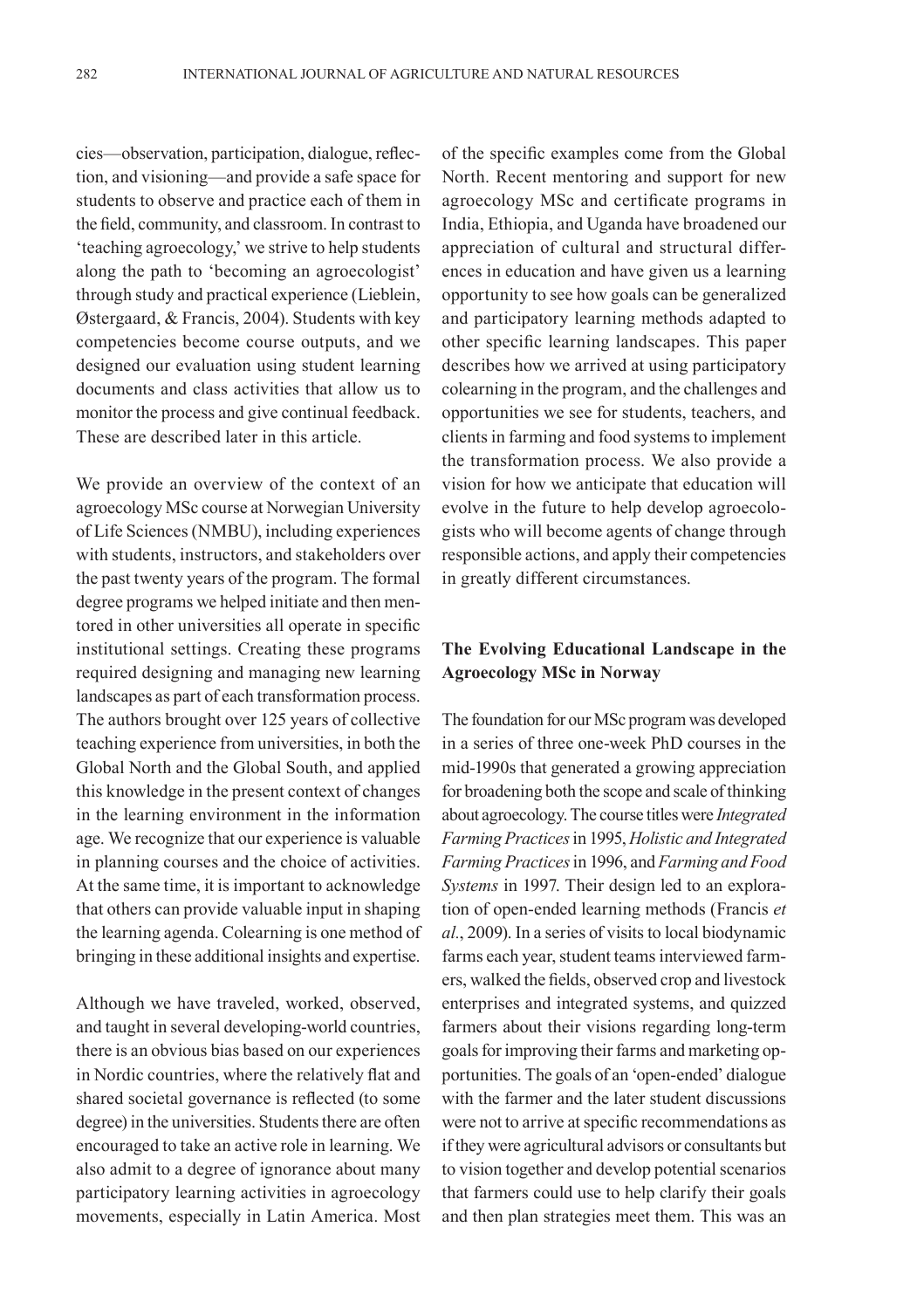cies—observation, participation, dialogue, reflection, and visioning—and provide a safe space for students to observe and practice each of them in the field, community, and classroom. In contrast to 'teaching agroecology,' we strive to help students along the path to 'becoming an agroecologist' through study and practical experience (Lieblein, Østergaard, & Francis, 2004). Students with key competencies become course outputs, and we designed our evaluation using student learning documents and class activities that allow us to monitor the process and give continual feedback. These are described later in this article.

We provide an overview of the context of an agroecology MSc course at Norwegian University of Life Sciences (NMBU), including experiences with students, instructors, and stakeholders over the past twenty years of the program. The formal degree programs we helped initiate and then mentored in other universities all operate in specific institutional settings. Creating these programs required designing and managing new learning landscapes as part of each transformation process. The authors brought over 125 years of collective teaching experience from universities, in both the Global North and the Global South, and applied this knowledge in the present context of changes in the learning environment in the information age. We recognize that our experience is valuable in planning courses and the choice of activities. At the same time, it is important to acknowledge that others can provide valuable input in shaping the learning agenda. Colearning is one method of bringing in these additional insights and expertise.

Although we have traveled, worked, observed, and taught in several developing-world countries, there is an obvious bias based on our experiences in Nordic countries, where the relatively flat and shared societal governance is reflected (to some degree) in the universities. Students there are often encouraged to take an active role in learning. We also admit to a degree of ignorance about many participatory learning activities in agroecology movements, especially in Latin America. Most of the specific examples come from the Global North. Recent mentoring and support for new agroecology MSc and certificate programs in India, Ethiopia, and Uganda have broadened our appreciation of cultural and structural differences in education and have given us a learning opportunity to see how goals can be generalized and participatory learning methods adapted to other specific learning landscapes. This paper describes how we arrived at using participatory colearning in the program, and the challenges and opportunities we see for students, teachers, and clients in farming and food systems to implement the transformation process. We also provide a vision for how we anticipate that education will evolve in the future to help develop agroecologists who will become agents of change through responsible actions, and apply their competencies in greatly different circumstances.

## The Evolving Educational Landscape in the Agroecology MSc in Norway

The foundation for our MSc program was developed in a series of three one-week PhD courses in the mid-1990s that generated a growing appreciation for broadening both the scope and scale of thinking about agroecology. The course titles were *Integrated Farming Practices* in 1995, *Holistic and Integrated Farming Practices* in 1996, and *Farming and Food Systems* in 1997. Their design led to an exploration of open-ended learning methods (Francis *et al*., 2009). In a series of visits to local biodynamic farms each year, student teams interviewed farmers, walked the fields, observed crop and livestock enterprises and integrated systems, and quizzed farmers about their visions regarding long-term goals for improving their farms and marketing opportunities. The goals of an 'open-ended' dialogue with the farmer and the later student discussions were not to arrive at specific recommendations as if they were agricultural advisors or consultants but to vision together and develop potential scenarios that farmers could use to help clarify their goals and then plan strategies meet them. This was an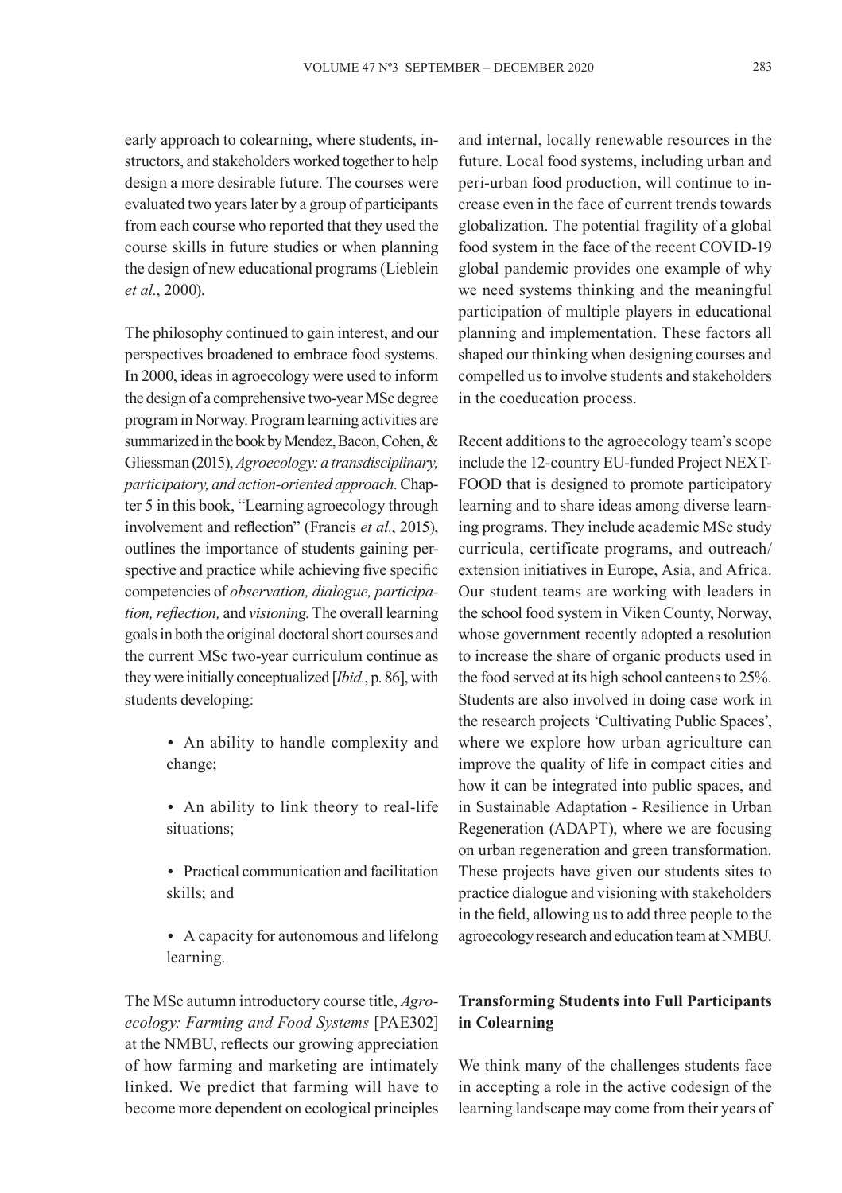early approach to colearning, where students, instructors, and stakeholders worked together to help design a more desirable future. The courses were evaluated two years later by a group of participants from each course who reported that they used the course skills in future studies or when planning the design of new educational programs (Lieblein *et al*., 2000).

The philosophy continued to gain interest, and our perspectives broadened to embrace food systems. In 2000, ideas in agroecology were used to inform the design of a comprehensive two-year MSc degree program in Norway. Program learning activities are summarized in the book by Mendez, Bacon, Cohen, & Gliessman (2015), *Agroecology: a transdisciplinary, participatory, and action-oriented approach.* Chapter 5 in this book, "Learning agroecology through involvement and reflection" (Francis *et al*., 2015), outlines the importance of students gaining perspective and practice while achieving five specific competencies of *observation, dialogue, participation, reflection,* and *visioning*. The overall learning goals in both the original doctoral short courses and the current MSc two-year curriculum continue as they were initially conceptualized [*Ibid*., p. 86], with students developing:

- An ability to handle complexity and change;
- An ability to link theory to real-life situations;
- Practical communication and facilitation skills; and
- A capacity for autonomous and lifelong learning.

The MSc autumn introductory course title, *Agroecology: Farming and Food Systems* [PAE302] at the NMBU, reflects our growing appreciation of how farming and marketing are intimately linked. We predict that farming will have to become more dependent on ecological principles and internal, locally renewable resources in the future. Local food systems, including urban and peri-urban food production, will continue to increase even in the face of current trends towards globalization. The potential fragility of a global food system in the face of the recent COVID-19 global pandemic provides one example of why we need systems thinking and the meaningful participation of multiple players in educational planning and implementation. These factors all shaped our thinking when designing courses and compelled us to involve students and stakeholders in the coeducation process.

Recent additions to the agroecology team's scope include the 12-country EU-funded Project NEXT-FOOD that is designed to promote participatory learning and to share ideas among diverse learning programs. They include academic MSc study curricula, certificate programs, and outreach/extension initiatives in Europe, Asia, and Africa. Our student teams are working with leaders in the school food system in Viken County, Norway, whose government recently adopted a resolution to increase the share of organic products used in the food served at its high school canteens to 25%. Students are also involved in doing case work in the research projects 'Cultivating Public Spaces', where we explore how urban agriculture can improve the quality of life in compact cities and how it can be integrated into public spaces, and in Sustainable Adaptation - Resilience in Urban Regeneration (ADAPT), where we are focusing on urban regeneration and green transformation. These projects have given our students sites to practice dialogue and visioning with stakeholders in the field, allowing us to add three people to the agroecology research and education team at NMBU.

## Transforming Students into Full Participants in Colearning

We think many of the challenges students face in accepting a role in the active codesign of the learning landscape may come from their years of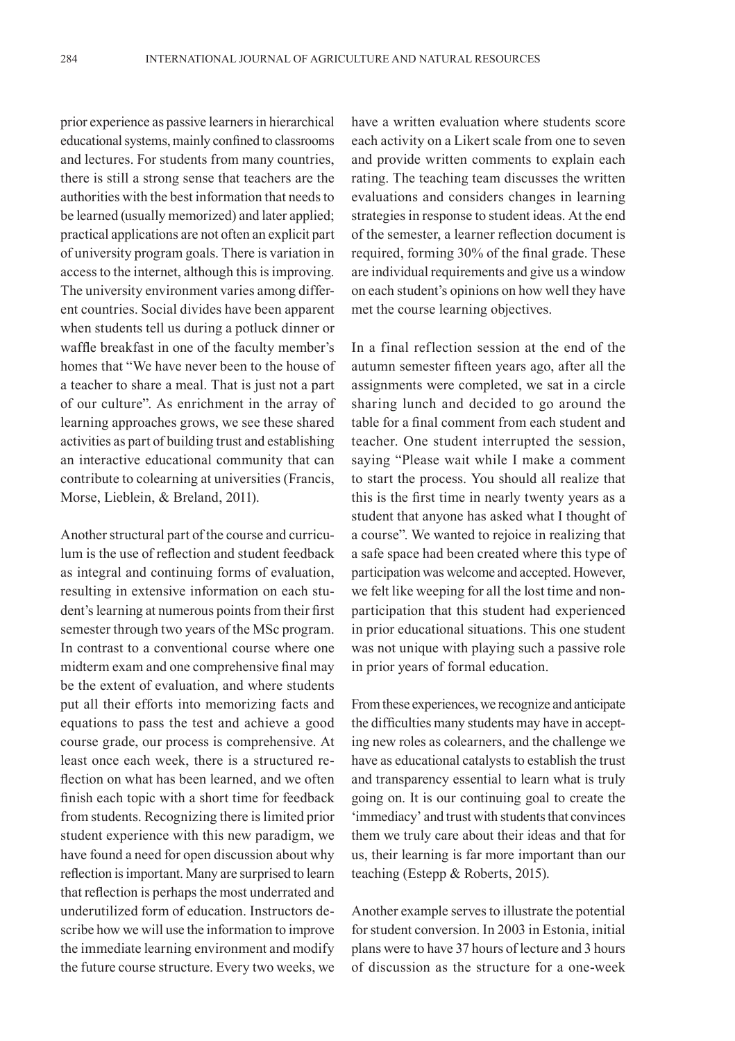prior experience as passive learners in hierarchical educational systems, mainly confined to classrooms and lectures. For students from many countries, there is still a strong sense that teachers are the authorities with the best information that needs to be learned (usually memorized) and later applied; practical applications are not often an explicit part of university program goals. There is variation in access to the internet, although this is improving. The university environment varies among different countries. Social divides have been apparent when students tell us during a potluck dinner or waffle breakfast in one of the faculty member's homes that "We have never been to the house of a teacher to share a meal. That is just not a part of our culture". As enrichment in the array of learning approaches grows, we see these shared activities as part of building trust and establishing an interactive educational community that can contribute to colearning at universities (Francis, Morse, Lieblein, & Breland, 2011).

Another structural part of the course and curriculum is the use of reflection and student feedback as integral and continuing forms of evaluation, resulting in extensive information on each student's learning at numerous points from their first semester through two years of the MSc program. In contrast to a conventional course where one midterm exam and one comprehensive final may be the extent of evaluation, and where students put all their efforts into memorizing facts and equations to pass the test and achieve a good course grade, our process is comprehensive. At least once each week, there is a structured reflection on what has been learned, and we often finish each topic with a short time for feedback from students. Recognizing there is limited prior student experience with this new paradigm, we have found a need for open discussion about why reflection is important. Many are surprised to learn that reflection is perhaps the most underrated and underutilized form of education. Instructors describe how we will use the information to improve the immediate learning environment and modify the future course structure. Every two weeks, we have a written evaluation where students score each activity on a Likert scale from one to seven and provide written comments to explain each rating. The teaching team discusses the written evaluations and considers changes in learning strategies in response to student ideas. At the end of the semester, a learner reflection document is required, forming 30% of the final grade. These are individual requirements and give us a window on each student's opinions on how well they have met the course learning objectives.

In a final reflection session at the end of the autumn semester fifteen years ago, after all the assignments were completed, we sat in a circle sharing lunch and decided to go around the table for a final comment from each student and teacher. One student interrupted the session, saying "Please wait while I make a comment to start the process. You should all realize that this is the first time in nearly twenty years as a student that anyone has asked what I thought of a course". We wanted to rejoice in realizing that a safe space had been created where this type of participation was welcome and accepted. However, we felt like weeping for all the lost time and non-participation that this student had experienced in prior educational situations. This one student was not unique with playing such a passive role in prior years of formal education.

From these experiences, we recognize and anticipate the difficulties many students may have in accepting new roles as colearners, and the challenge we have as educational catalysts to establish the trust and transparency essential to learn what is truly going on. It is our continuing goal to create the 'immediacy' and trust with students that convinces them we truly care about their ideas and that for us, their learning is far more important than our teaching (Estepp & Roberts, 2015).

Another example serves to illustrate the potential for student conversion. In 2003 in Estonia, initial plans were to have 37 hours of lecture and 3 hours of discussion as the structure for a one-week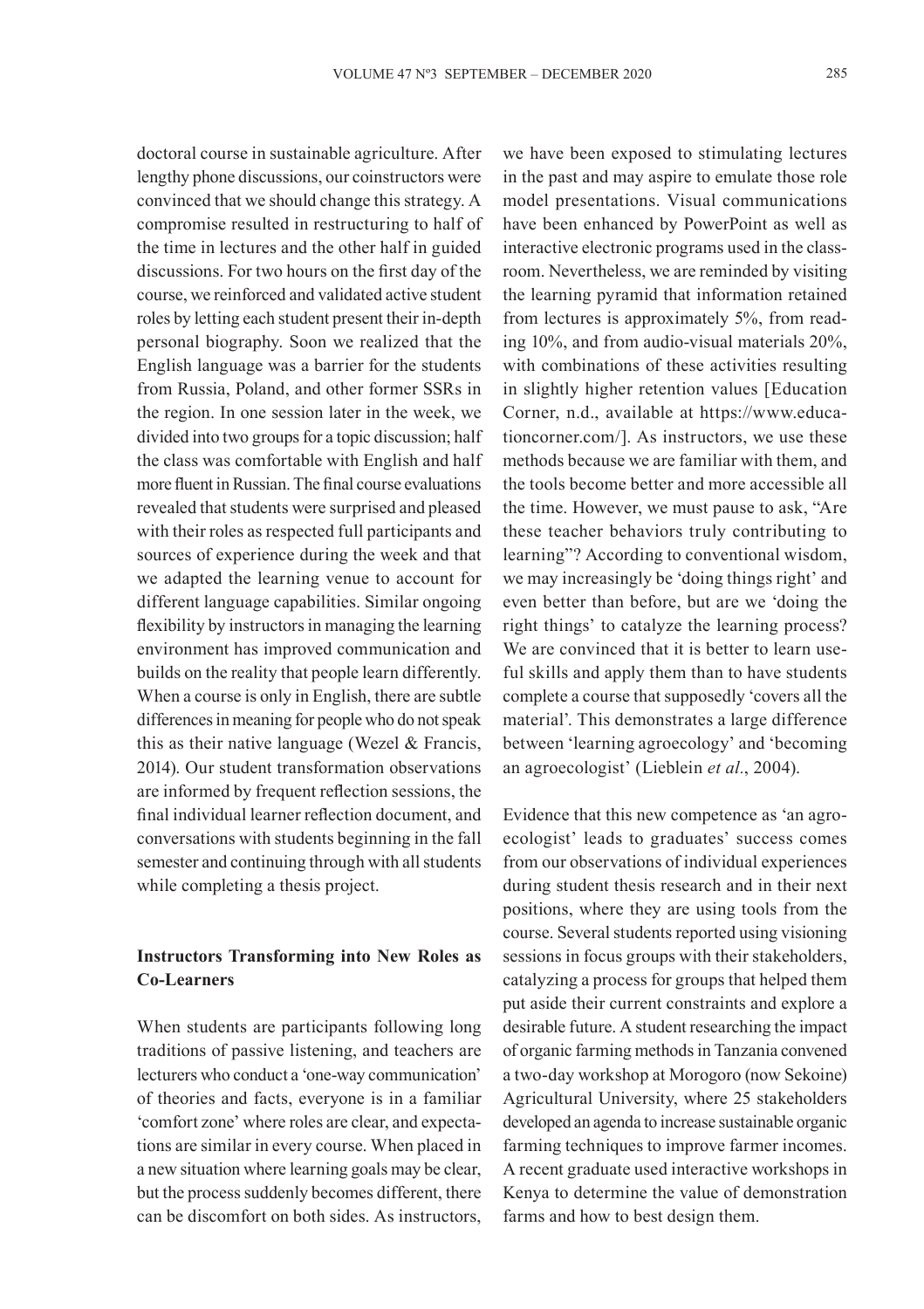doctoral course in sustainable agriculture. After lengthy phone discussions, our coinstructors were convinced that we should change this strategy. A compromise resulted in restructuring to half of the time in lectures and the other half in guided discussions. For two hours on the first day of the course, we reinforced and validated active student roles by letting each student present their in-depth personal biography. Soon we realized that the English language was a barrier for the students from Russia, Poland, and other former SSRs in the region. In one session later in the week, we divided into two groups for a topic discussion; half the class was comfortable with English and half more fluent in Russian. The final course evaluations revealed that students were surprised and pleased with their roles as respected full participants and sources of experience during the week and that we adapted the learning venue to account for different language capabilities. Similar ongoing flexibility by instructors in managing the learning environment has improved communication and builds on the reality that people learn differently. When a course is only in English, there are subtle differences in meaning for people who do not speak this as their native language (Wezel & Francis, 2014). Our student transformation observations are informed by frequent reflection sessions, the final individual learner reflection document, and conversations with students beginning in the fall semester and continuing through with all students while completing a thesis project.

## Instructors Transforming into New Roles as Co-Learners

When students are participants following long traditions of passive listening, and teachers are lecturers who conduct a 'one-way communication' of theories and facts, everyone is in a familiar 'comfort zone' where roles are clear, and expectations are similar in every course. When placed in a new situation where learning goals may be clear, but the process suddenly becomes different, there can be discomfort on both sides. As instructors, we have been exposed to stimulating lectures in the past and may aspire to emulate those role model presentations. Visual communications have been enhanced by PowerPoint as well as interactive electronic programs used in the classroom. Nevertheless, we are reminded by visiting the learning pyramid that information retained from lectures is approximately 5%, from reading 10%, and from audio-visual materials 20%, with combinations of these activities resulting in slightly higher retention values [Education Corner, n.d., available at https://www.educationcorner.com/]. As instructors, we use these methods because we are familiar with them, and the tools become better and more accessible all the time. However, we must pause to ask, "Are these teacher behaviors truly contributing to learning"? According to conventional wisdom, we may increasingly be 'doing things right' and even better than before, but are we 'doing the right things' to catalyze the learning process? We are convinced that it is better to learn useful skills and apply them than to have students complete a course that supposedly 'covers all the material'. This demonstrates a large difference between 'learning agroecology' and 'becoming an agroecologist' (Lieblein *et al*., 2004).

Evidence that this new competence as 'an agroecologist' leads to graduates' success comes from our observations of individual experiences during student thesis research and in their next positions, where they are using tools from the course. Several students reported using visioning sessions in focus groups with their stakeholders, catalyzing a process for groups that helped them put aside their current constraints and explore a desirable future. A student researching the impact of organic farming methods in Tanzania convened a two-day workshop at Morogoro (now Sekoine) Agricultural University, where 25 stakeholders developed an agenda to increase sustainable organic farming techniques to improve farmer incomes. A recent graduate used interactive workshops in Kenya to determine the value of demonstration farms and how to best design them.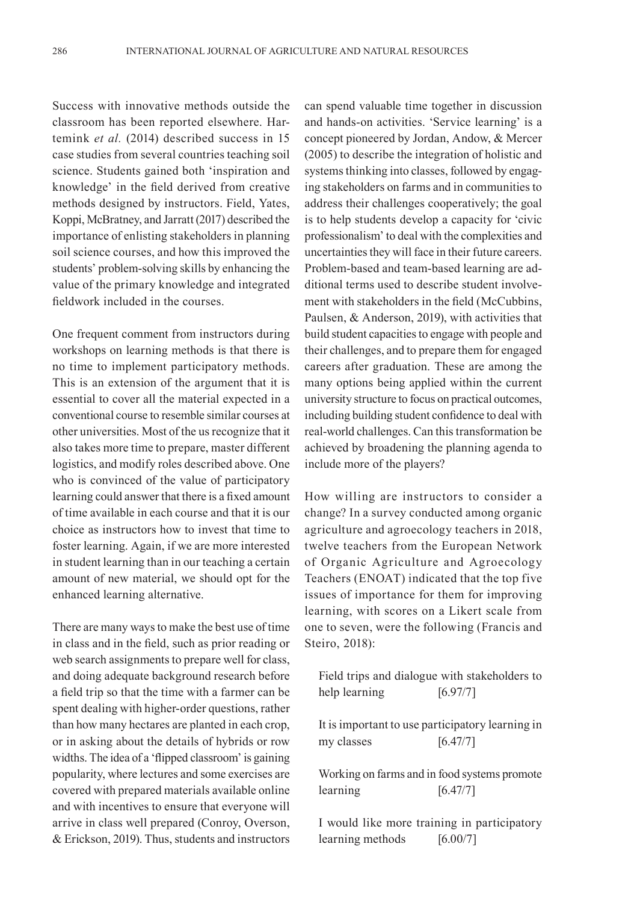Success with innovative methods outside the classroom has been reported elsewhere. Hartemink *et al.* (2014) described success in 15 case studies from several countries teaching soil science. Students gained both 'inspiration and knowledge' in the field derived from creative methods designed by instructors. Field, Yates, Koppi, McBratney, and Jarratt (2017) described the importance of enlisting stakeholders in planning soil science courses, and how this improved the students' problem-solving skills by enhancing the value of the primary knowledge and integrated fieldwork included in the courses.

One frequent comment from instructors during workshops on learning methods is that there is no time to implement participatory methods. This is an extension of the argument that it is essential to cover all the material expected in a conventional course to resemble similar courses at other universities. Most of the us recognize that it also takes more time to prepare, master different logistics, and modify roles described above. One who is convinced of the value of participatory learning could answer that there is a fixed amount of time available in each course and that it is our choice as instructors how to invest that time to foster learning. Again, if we are more interested in student learning than in our teaching a certain amount of new material, we should opt for the enhanced learning alternative.

There are many ways to make the best use of time in class and in the field, such as prior reading or web search assignments to prepare well for class, and doing adequate background research before a field trip so that the time with a farmer can be spent dealing with higher-order questions, rather than how many hectares are planted in each crop, or in asking about the details of hybrids or row widths. The idea of a 'flipped classroom' is gaining popularity, where lectures and some exercises are covered with prepared materials available online and with incentives to ensure that everyone will arrive in class well prepared (Conroy, Overson, & Erickson, 2019). Thus, students and instructors can spend valuable time together in discussion and hands-on activities. 'Service learning' is a concept pioneered by Jordan, Andow, & Mercer (2005) to describe the integration of holistic and systems thinking into classes, followed by engaging stakeholders on farms and in communities to address their challenges cooperatively; the goal is to help students develop a capacity for 'civic professionalism' to deal with the complexities and uncertainties they will face in their future careers. Problem-based and team-based learning are additional terms used to describe student involvement with stakeholders in the field (McCubbins, Paulsen, & Anderson, 2019), with activities that build student capacities to engage with people and their challenges, and to prepare them for engaged careers after graduation. These are among the many options being applied within the current university structure to focus on practical outcomes, including building student confidence to deal with real-world challenges. Can this transformation be achieved by broadening the planning agenda to include more of the players?

How willing are instructors to consider a change? In a survey conducted among organic agriculture and agroecology teachers in 2018, twelve teachers from the European Network of Organic Agriculture and Agroecology Teachers (ENOAT) indicated that the top five issues of importance for them for improving learning, with scores on a Likert scale from one to seven, were the following (Francis and Steiro, 2018):

Field trips and dialogue with stakeholders to help learning [6.97/7]

It is important to use participatory learning in my classes [6.47/7]

Working on farms and in food systems promote learning [6.47/7]

I would like more training in participatory learning methods [6.00/7]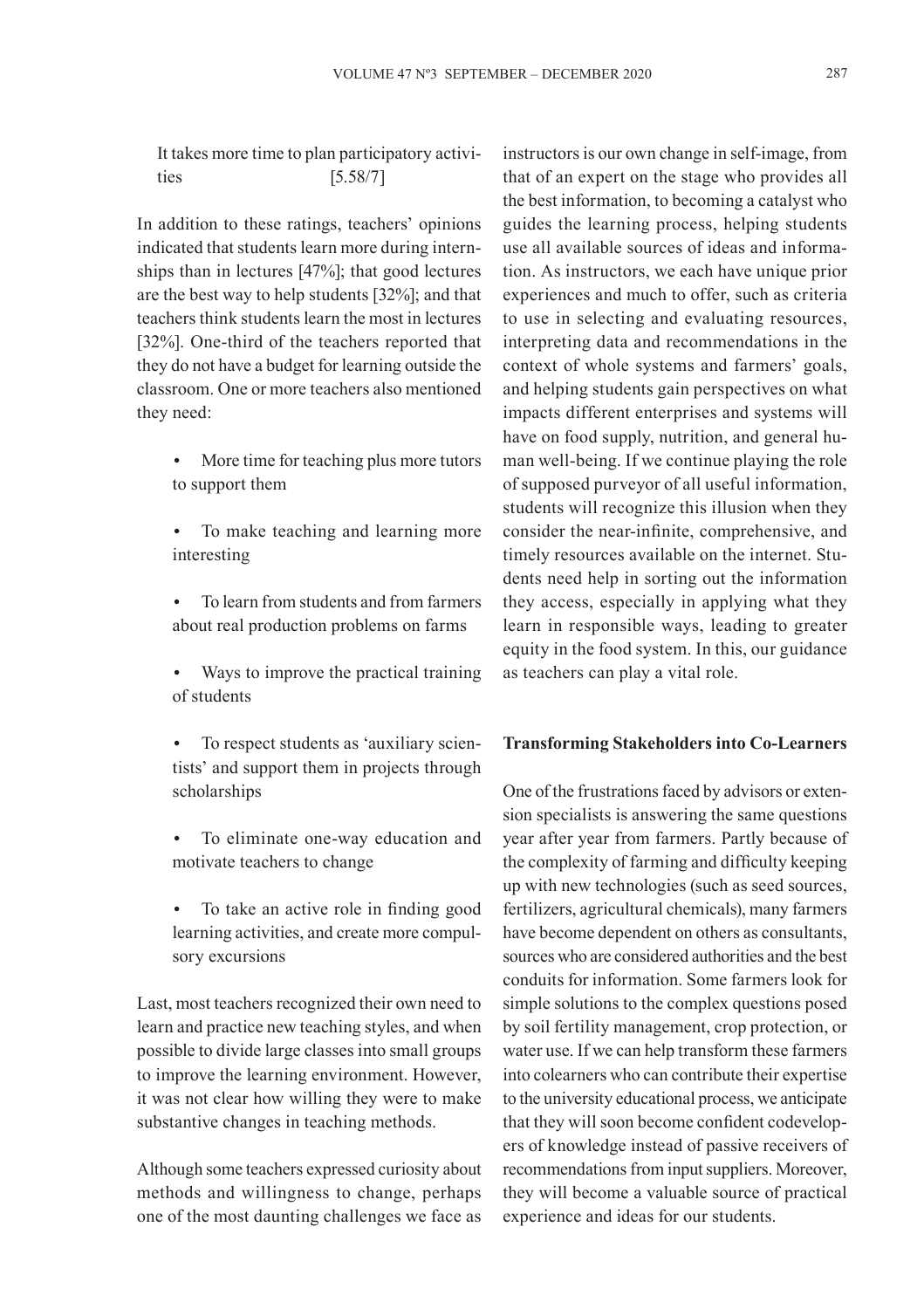It takes more time to plan participatory activities [5.58/7]

In addition to these ratings, teachers' opinions indicated that students learn more during internships than in lectures [47%]; that good lectures are the best way to help students [32%]; and that teachers think students learn the most in lectures [32%]. One-third of the teachers reported that they do not have a budget for learning outside the classroom. One or more teachers also mentioned they need:

- More time for teaching plus more tutors to support them
- To make teaching and learning more interesting
- To learn from students and from farmers about real production problems on farms
- Ways to improve the practical training of students
- To respect students as 'auxiliary scientists' and support them in projects through scholarships
- To eliminate one-way education and motivate teachers to change
- To take an active role in finding good learning activities, and create more compulsory excursions

Last, most teachers recognized their own need to learn and practice new teaching styles, and when possible to divide large classes into small groups to improve the learning environment. However, it was not clear how willing they were to make substantive changes in teaching methods.

Although some teachers expressed curiosity about methods and willingness to change, perhaps one of the most daunting challenges we face as instructors is our own change in self-image, from that of an expert on the stage who provides all the best information, to becoming a catalyst who guides the learning process, helping students use all available sources of ideas and information. As instructors, we each have unique prior experiences and much to offer, such as criteria to use in selecting and evaluating resources, interpreting data and recommendations in the context of whole systems and farmers' goals, and helping students gain perspectives on what impacts different enterprises and systems will have on food supply, nutrition, and general human well-being. If we continue playing the role of supposed purveyor of all useful information, students will recognize this illusion when they consider the near-infinite, comprehensive, and timely resources available on the internet. Students need help in sorting out the information they access, especially in applying what they learn in responsible ways, leading to greater equity in the food system. In this, our guidance as teachers can play a vital role.

**Transforming Stakeholders into Co-Learners**

One of the frustrations faced by advisors or extension specialists is answering the same questions year after year from farmers. Partly because of the complexity of farming and difficulty keeping up with new technologies (such as seed sources, fertilizers, agricultural chemicals), many farmers have become dependent on others as consultants, sources who are considered authorities and the best conduits for information. Some farmers look for simple solutions to the complex questions posed by soil fertility management, crop protection, or water use. If we can help transform these farmers into colearners who can contribute their expertise to the university educational process, we anticipate that they will soon become confident codevelopers of knowledge instead of passive receivers of recommendations from input suppliers. Moreover, they will become a valuable source of practical experience and ideas for our students.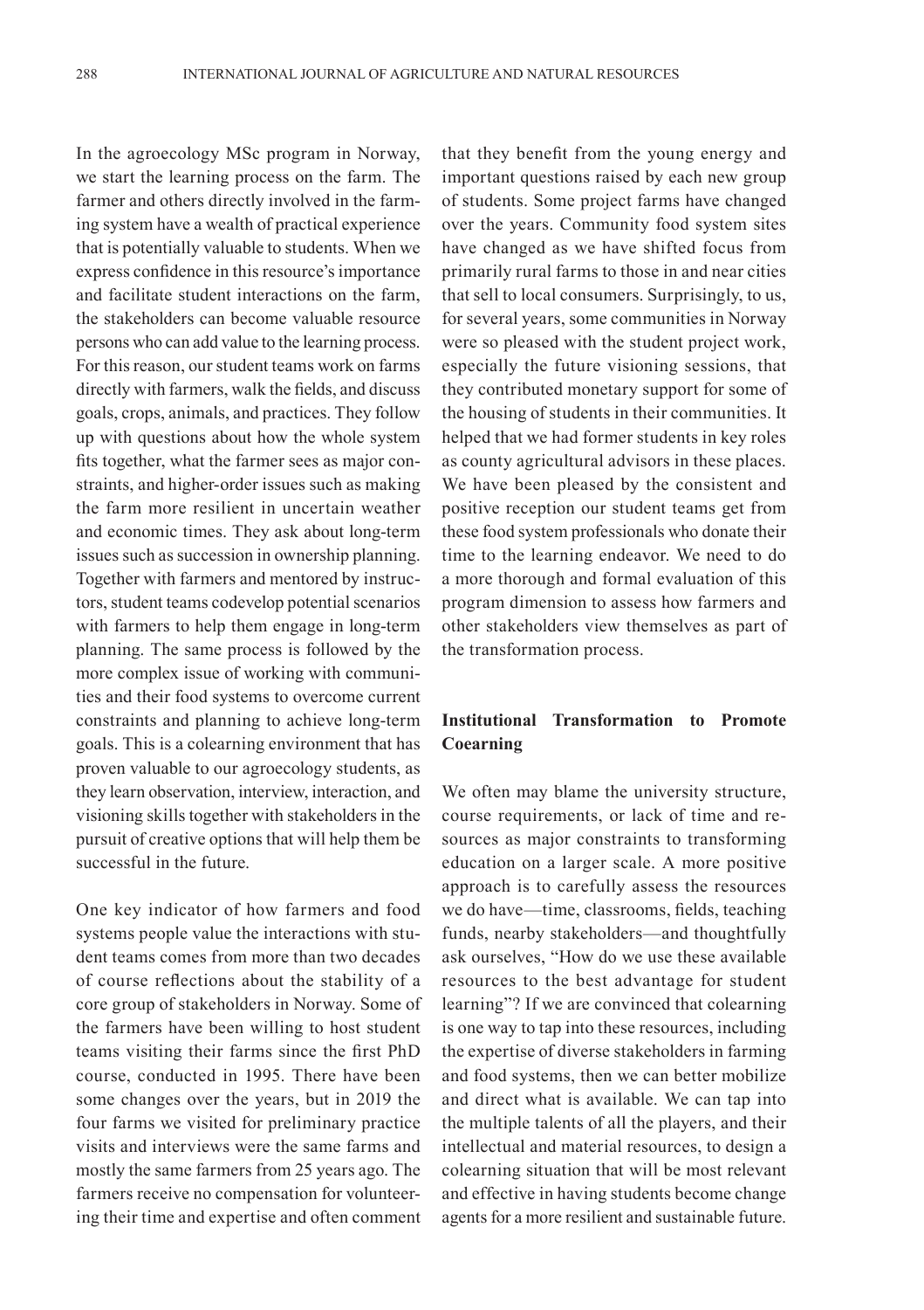In the agroecology MSc program in Norway, we start the learning process on the farm. The farmer and others directly involved in the farming system have a wealth of practical experience that is potentially valuable to students. When we express confidence in this resource's importance and facilitate student interactions on the farm, the stakeholders can become valuable resource persons who can add value to the learning process. For this reason, our student teams work on farms directly with farmers, walk the fields, and discuss goals, crops, animals, and practices. They follow up with questions about how the whole system fits together, what the farmer sees as major constraints, and higher-order issues such as making the farm more resilient in uncertain weather and economic times. They ask about long-term issues such as succession in ownership planning. Together with farmers and mentored by instructors, student teams codevelop potential scenarios with farmers to help them engage in long-term planning. The same process is followed by the more complex issue of working with communities and their food systems to overcome current constraints and planning to achieve long-term goals. This is a colearning environment that has proven valuable to our agroecology students, as they learn observation, interview, interaction, and visioning skills together with stakeholders in the pursuit of creative options that will help them be successful in the future.

One key indicator of how farmers and food systems people value the interactions with student teams comes from more than two decades of course reflections about the stability of a core group of stakeholders in Norway. Some of the farmers have been willing to host student teams visiting their farms since the first PhD course, conducted in 1995. There have been some changes over the years, but in 2019 the four farms we visited for preliminary practice visits and interviews were the same farms and mostly the same farmers from 25 years ago. The farmers receive no compensation for volunteering their time and expertise and often comment that they benefit from the young energy and important questions raised by each new group of students. Some project farms have changed over the years. Community food system sites have changed as we have shifted focus from primarily rural farms to those in and near cities that sell to local consumers. Surprisingly, to us, for several years, some communities in Norway were so pleased with the student project work, especially the future visioning sessions, that they contributed monetary support for some of the housing of students in their communities. It helped that we had former students in key roles as county agricultural advisors in these places. We have been pleased by the consistent and positive reception our student teams get from these food system professionals who donate their time to the learning endeavor. We need to do a more thorough and formal evaluation of this program dimension to assess how farmers and other stakeholders view themselves as part of the transformation process.

## Institutional Transformation to Promote Coearning

We often may blame the university structure, course requirements, or lack of time and resources as major constraints to transforming education on a larger scale. A more positive approach is to carefully assess the resources we do have—time, classrooms, fields, teaching funds, nearby stakeholders—and thoughtfully ask ourselves, "How do we use these available resources to the best advantage for student learning"? If we are convinced that colearning is one way to tap into these resources, including the expertise of diverse stakeholders in farming and food systems, then we can better mobilize and direct what is available. We can tap into the multiple talents of all the players, and their intellectual and material resources, to design a colearning situation that will be most relevant and effective in having students become change agents for a more resilient and sustainable future.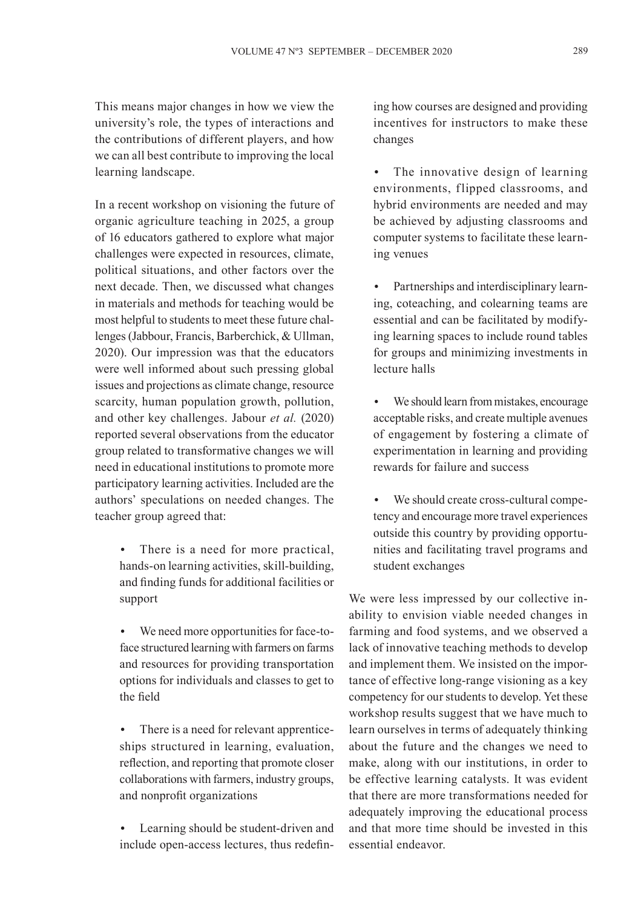This means major changes in how we view the university's role, the types of interactions and the contributions of different players, and how we can all best contribute to improving the local learning landscape.

In a recent workshop on visioning the future of organic agriculture teaching in 2025, a group of 16 educators gathered to explore what major challenges were expected in resources, climate, political situations, and other factors over the next decade. Then, we discussed what changes in materials and methods for teaching would be most helpful to students to meet these future challenges (Jabbour, Francis, Barberchick, & Ullman, 2020). Our impression was that the educators were well informed about such pressing global issues and projections as climate change, resource scarcity, human population growth, pollution, and other key challenges. Jabour *et al.* (2020) reported several observations from the educator group related to transformative changes we will need in educational institutions to promote more participatory learning activities. Included are the authors' speculations on needed changes. The teacher group agreed that:

- There is a need for more practical, hands-on learning activities, skill-building, and finding funds for additional facilities or support
- We need more opportunities for face-to-face structured learning with farmers on farms and resources for providing transportation options for individuals and classes to get to the field
- There is a need for relevant apprenticeships structured in learning, evaluation, reflection, and reporting that promote closer collaborations with farmers, industry groups, and nonprofit organizations
- Learning should be student-driven and include open-access lectures, thus redefining how courses are designed and providing incentives for instructors to make these changes
- The innovative design of learning environments, flipped classrooms, and hybrid environments are needed and may be achieved by adjusting classrooms and computer systems to facilitate these learning venues
- Partnerships and interdisciplinary learning, coteaching, and colearning teams are essential and can be facilitated by modifying learning spaces to include round tables for groups and minimizing investments in lecture halls
- We should learn from mistakes, encourage acceptable risks, and create multiple avenues of engagement by fostering a climate of experimentation in learning and providing rewards for failure and success
- We should create cross-cultural competency and encourage more travel experiences outside this country by providing opportunities and facilitating travel programs and student exchanges

We were less impressed by our collective inability to envision viable needed changes in farming and food systems, and we observed a lack of innovative teaching methods to develop and implement them. We insisted on the importance of effective long-range visioning as a key competency for our students to develop. Yet these workshop results suggest that we have much to learn ourselves in terms of adequately thinking about the future and the changes we need to make, along with our institutions, in order to be effective learning catalysts. It was evident that there are more transformations needed for adequately improving the educational process and that more time should be invested in this essential endeavor.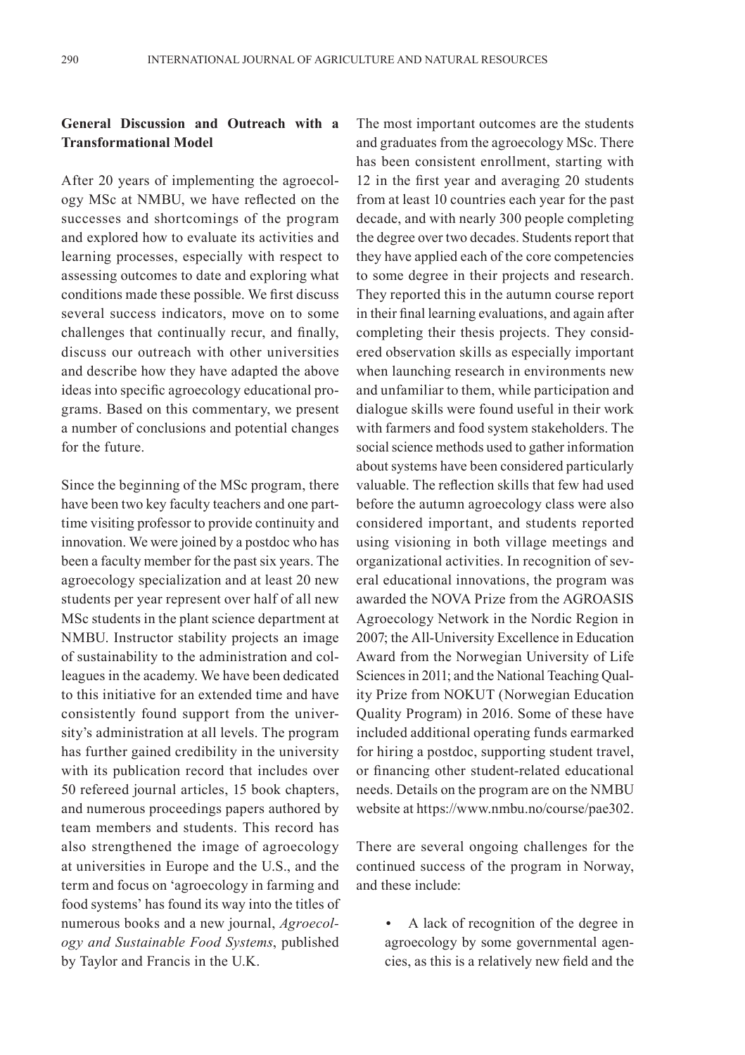## General Discussion and Outreach with a Transformational Model

After 20 years of implementing the agroecology MSc at NMBU, we have reflected on the successes and shortcomings of the program and explored how to evaluate its activities and learning processes, especially with respect to assessing outcomes to date and exploring what conditions made these possible. We first discuss several success indicators, move on to some challenges that continually recur, and finally, discuss our outreach with other universities and describe how they have adapted the above ideas into specific agroecology educational programs. Based on this commentary, we present a number of conclusions and potential changes for the future.

Since the beginning of the MSc program, there have been two key faculty teachers and one part-time visiting professor to provide continuity and innovation. We were joined by a postdoc who has been a faculty member for the past six years. The agroecology specialization and at least 20 new students per year represent over half of all new MSc students in the plant science department at NMBU. Instructor stability projects an image of sustainability to the administration and colleagues in the academy. We have been dedicated to this initiative for an extended time and have consistently found support from the university's administration at all levels. The program has further gained credibility in the university with its publication record that includes over 50 refereed journal articles, 15 book chapters, and numerous proceedings papers authored by team members and students. This record has also strengthened the image of agroecology at universities in Europe and the U.S., and the term and focus on 'agroecology in farming and food systems' has found its way into the titles of numerous books and a new journal, *Agroecology and Sustainable Food Systems*, published by Taylor and Francis in the U.K.

The most important outcomes are the students and graduates from the agroecology MSc. There has been consistent enrollment, starting with 12 in the first year and averaging 20 students from at least 10 countries each year for the past decade, and with nearly 300 people completing the degree over two decades. Students report that they have applied each of the core competencies to some degree in their projects and research. They reported this in the autumn course report in their final learning evaluations, and again after completing their thesis projects. They considered observation skills as especially important when launching research in environments new and unfamiliar to them, while participation and dialogue skills were found useful in their work with farmers and food system stakeholders. The social science methods used to gather information about systems have been considered particularly valuable. The reflection skills that few had used before the autumn agroecology class were also considered important, and students reported using visioning in both village meetings and organizational activities. In recognition of several educational innovations, the program was awarded the NOVA Prize from the AGROASIS Agroecology Network in the Nordic Region in 2007; the All-University Excellence in Education Award from the Norwegian University of Life Sciences in 2011; and the National Teaching Quality Prize from NOKUT (Norwegian Education Quality Program) in 2016. Some of these have included additional operating funds earmarked for hiring a postdoc, supporting student travel, or financing other student-related educational needs. Details on the program are on the NMBU website at https://www.nmbu.no/course/pae302.

There are several ongoing challenges for the continued success of the program in Norway, and these include:

- A lack of recognition of the degree in agroecology by some governmental agencies, as this is a relatively new field and the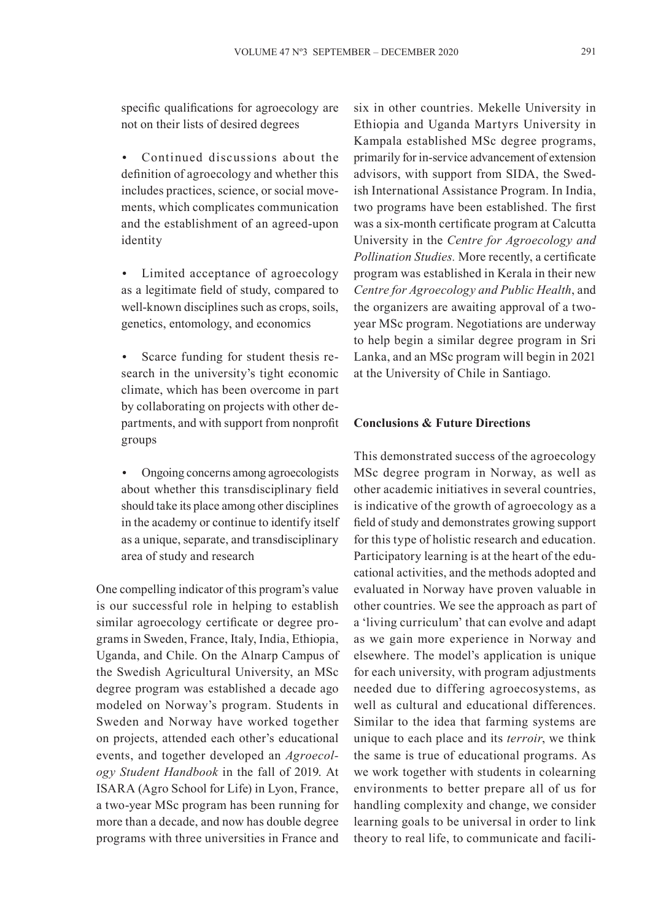specific qualifications for agroecology are not on their lists of desired degrees

- Continued discussions about the definition of agroecology and whether this includes practices, science, or social movements, which complicates communication and the establishment of an agreed-upon identity
- Limited acceptance of agroecology as a legitimate field of study, compared to well-known disciplines such as crops, soils, genetics, entomology, and economics
- Scarce funding for student thesis research in the university's tight economic climate, which has been overcome in part by collaborating on projects with other departments, and with support from nonprofit groups
- Ongoing concerns among agroecologists about whether this transdisciplinary field should take its place among other disciplines in the academy or continue to identify itself as a unique, separate, and transdisciplinary area of study and research

One compelling indicator of this program's value is our successful role in helping to establish similar agroecology certificate or degree programs in Sweden, France, Italy, India, Ethiopia, Uganda, and Chile. On the Alnarp Campus of the Swedish Agricultural University, an MSc degree program was established a decade ago modeled on Norway's program. Students in Sweden and Norway have worked together on projects, attended each other's educational events, and together developed an *Agroecology Student Handbook* in the fall of 2019. At ISARA (Agro School for Life) in Lyon, France, a two-year MSc program has been running for more than a decade, and now has double degree programs with three universities in France and six in other countries. Mekelle University in Ethiopia and Uganda Martyrs University in Kampala established MSc degree programs, primarily for in-service advancement of extension advisors, with support from SIDA, the Swedish International Assistance Program. In India, two programs have been established. The first was a six-month certificate program at Calcutta University in the *Centre for Agroecology and Pollination Studies.* More recently, a certificate program was established in Kerala in their new *Centre for Agroecology and Public Health*, and the organizers are awaiting approval of a two-year MSc program. Negotiations are underway to help begin a similar degree program in Sri Lanka, and an MSc program will begin in 2021 at the University of Chile in Santiago.

**Conclusions & Future Directions**

This demonstrated success of the agroecology MSc degree program in Norway, as well as other academic initiatives in several countries, is indicative of the growth of agroecology as a field of study and demonstrates growing support for this type of holistic research and education. Participatory learning is at the heart of the educational activities, and the methods adopted and evaluated in Norway have proven valuable in other countries. We see the approach as part of a 'living curriculum' that can evolve and adapt as we gain more experience in Norway and elsewhere. The model's application is unique for each university, with program adjustments needed due to differing agroecosystems, as well as cultural and educational differences. Similar to the idea that farming systems are unique to each place and its *terroir*, we think the same is true of educational programs. As we work together with students in colearning environments to better prepare all of us for handling complexity and change, we consider learning goals to be universal in order to link theory to real life, to communicate and facili-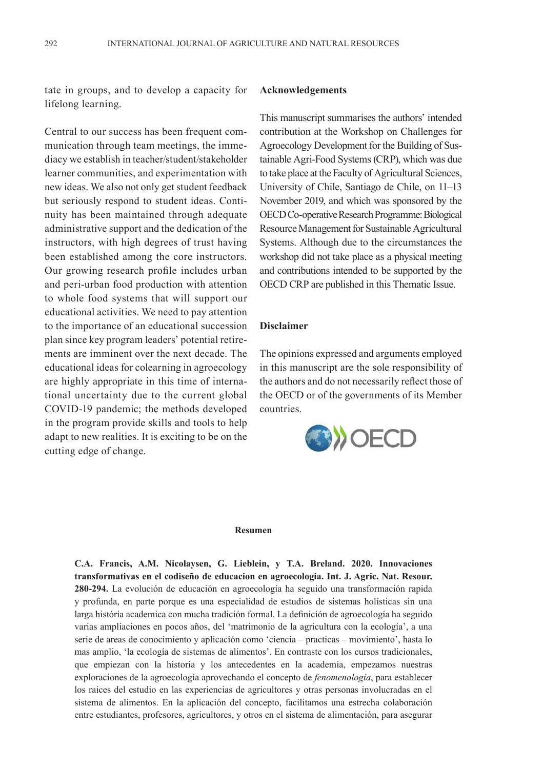tate in groups, and to develop a capacity for lifelong learning.

Central to our success has been frequent communication through team meetings, the immediacy we establish in teacher/student/stakeholder learner communities, and experimentation with new ideas. We also not only get student feedback but seriously respond to student ideas. Continuity has been maintained through adequate administrative support and the dedication of the instructors, with high degrees of trust having been established among the core instructors. Our growing research profile includes urban and peri-urban food production with attention to whole food systems that will support our educational activities. We need to pay attention to the importance of an educational succession plan since key program leaders' potential retirements are imminent over the next decade. The educational ideas for colearning in agroecology are highly appropriate in this time of international uncertainty due to the current global COVID-19 pandemic; the methods developed in the program provide skills and tools to help adapt to new realities. It is exciting to be on the cutting edge of change.

## Acknowledgements

This manuscript summarises the authors' intended contribution at the Workshop on Challenges for Agroecology Development for the Building of Sustainable Agri-Food Systems (CRP), which was due to take place at the Faculty of Agricultural Sciences, University of Chile, Santiago de Chile, on 11–13 November 2019, and which was sponsored by the OECD Co-operative Research Programme: Biological Resource Management for Sustainable Agricultural Systems. Although due to the circumstances the workshop did not take place as a physical meeting and contributions intended to be supported by the OECD CRP are published in this Thematic Issue.

## Disclaimer

The opinions expressed and arguments employed in this manuscript are the sole responsibility of the authors and do not necessarily reflect those of the OECD or of the governments of its Member countries.

OECD

## Resumen

**C.A. Francis, A.M. Nicolaysen, G. Lieblein, y T.A. Breland. 2020. Innovaciones transformativas en el codiseño de educacion en agroecologia. Int. J. Agric. Nat. Resour. 280-294.** La evolución de educación en agroecología ha seguido una transformación rapida y profunda, en parte porque es una especialidad de estudios de sistemas holísticas sin una larga história academica con mucha tradición formal. La definición de agroecología ha seguido varias ampliaciones en pocos años, del 'matrimonio de la agricultura con la ecología', a una serie de areas de conocimiento y aplicación como 'ciencia – practicas – movimiento', hasta lo mas amplio, 'la ecología de sistemas de alimentos'. En contraste con los cursos tradicionales, que empiezan con la historia y los antecedentes en la academia, empezamos nuestras exploraciones de la agroecología aprovechando el concepto de *fenomenología*, para establecer los raices del estudio en las experiencias de agricultores y otras personas involucradas en el sistema de alimentos. En la aplicación del concepto, facilitamos una estrecha colaboración entre estudiantes, profesores, agricultores, y otros en el sistema de alimentación, para asegurar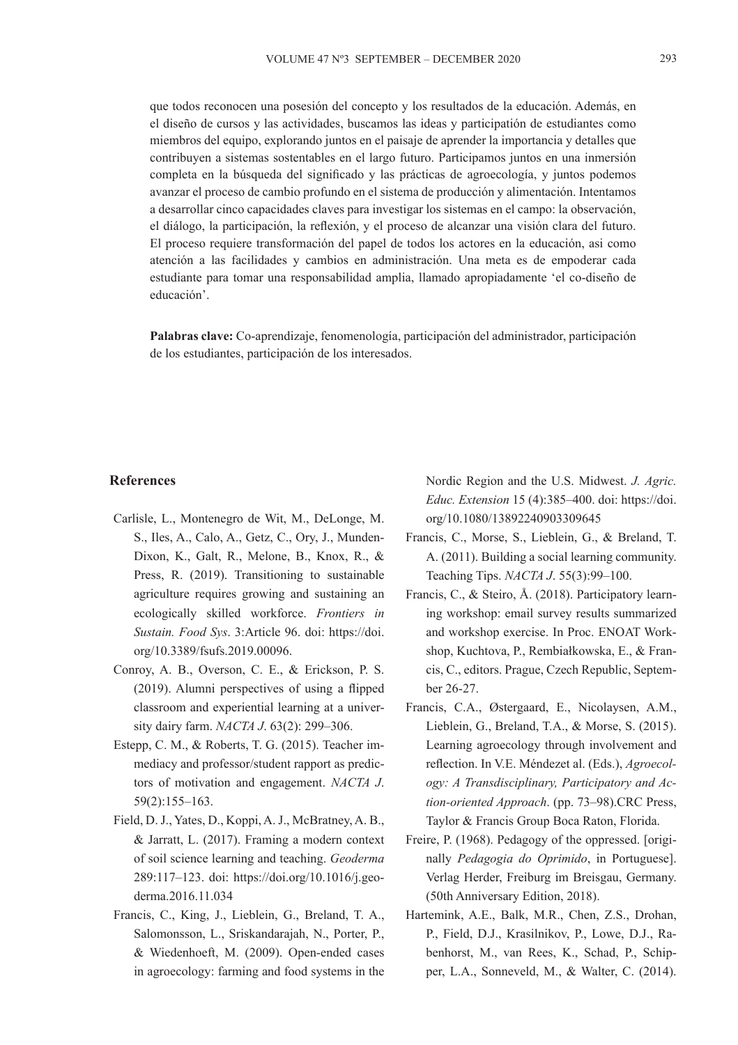que todos reconocen una posesión del concepto y los resultados de la educación. Además, en el diseño de cursos y las actividades, buscamos las ideas y participación de estudiantes como miembros del equipo, explorando juntos en el paisaje de aprender la importancia y detalles que contribuyen a sistemas sostentables en el largo futuro. Participamos juntos en una inmersión completa en la búsqueda del significado y las prácticas de agroecología, y juntos podemos avanzar el proceso de cambio profundo en el sistema de producción y alimentación. Intentamos a desarrollar cinco capacidades claves para investigar los sistemas en el campo: la observación, el diálogo, la participación, la reflexión, y el proceso de alcanzar una visión clara del futuro. El proceso requiere transformación del papel de todos los actores en la educación, asi como atención a las facilidades y cambios en administración. Una meta es de empoderar cada estudiante para tomar una responsabilidad amplia, llamado apropiadamente 'el co-diseño de educación'.

**Palabras clave:** Co-aprendizaje, fenomenología, participación del administrador, participación de los estudiantes, participación de los interesados.

## References

Carlisle, L., Montenegro de Wit, M., DeLonge, M. S., Iles, A., Calo, A., Getz, C., Ory, J., Munden-Dixon, K., Galt, R., Melone, B., Knox, R., & Press, R. (2019). Transitioning to sustainable agriculture requires growing and sustaining an ecologically skilled workforce. *Frontiers in Sustain. Food Sys*. 3:Article 96. doi: https://doi.org/10.3389/fsufs.2019.00096.

Conroy, A. B., Overson, C. E., & Erickson, P. S. (2019). Alumni perspectives of using a flipped classroom and experiential learning at a university dairy farm. *NACTA J*. 63(2): 299–306.

Estepp, C. M., & Roberts, T. G. (2015). Teacher immediacy and professor/student rapport as predictors of motivation and engagement. *NACTA J*. 59(2):155–163.

Field, D. J., Yates, D., Koppi, A. J., McBratney, A. B., & Jarratt, L. (2017). Framing a modern context of soil science learning and teaching. *Geoderma* 289:117–123. doi: https://doi.org/10.1016/j.geoderma.2016.11.034

Francis, C., King, J., Lieblein, G., Breland, T. A., Salomonsson, L., Sriskandarajah, N., Porter, P., & Wiedenhoeft, M. (2009). Open-ended cases in agroecology: farming and food systems in the Nordic Region and the U.S. Midwest. *J. Agric. Educ. Extension* 15 (4):385–400. doi: https://doi.org/10.1080/13892240903309645

Francis, C., Morse, S., Lieblein, G., & Breland, T. A. (2011). Building a social learning community. Teaching Tips. *NACTA J*. 55(3):99–100.

Francis, C., & Steiro, Å. (2018). Participatory learning workshop: email survey results summarized and workshop exercise. In Proc. ENOAT Workshop, Kuchtova, P., Rembiałkowska, E., & Francis, C., editors. Prague, Czech Republic, September 26-27.

Francis, C.A., Østergaard, E., Nicolaysen, A.M., Lieblein, G., Breland, T.A., & Morse, S. (2015). Learning agroecology through involvement and reflection. In V.E. Méndezet al. (Eds.), *Agroecology: A Transdisciplinary, Participatory and Action-oriented Approach*. (pp. 73–98).CRC Press, Taylor & Francis Group Boca Raton, Florida.

Freire, P. (1968). Pedagogy of the oppressed. [originally *Pedagogia do Oprimido*, in Portuguese]. Verlag Herder, Freiburg im Breisgau, Germany. (50th Anniversary Edition, 2018).

Hartemink, A.E., Balk, M.R., Chen, Z.S., Drohan, P., Field, D.J., Krasilnikov, P., Lowe, D.J., Rabenhorst, M., van Rees, K., Schad, P., Schipper, L.A., Sonneveld, M., & Walter, C. (2014).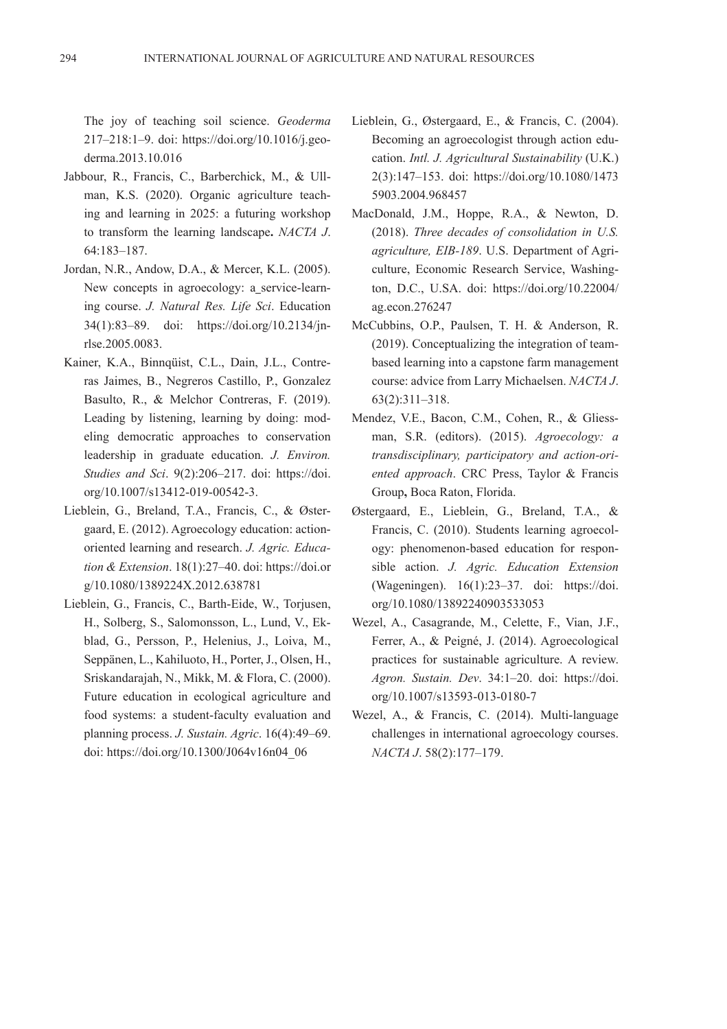The joy of teaching soil science. *Geoderma* 217–218:1–9. doi: https://doi.org/10.1016/j.geoderma.2013.10.016

Jabbour, R., Francis, C., Barberchick, M., & Ullman, K.S. (2020). Organic agriculture teaching and learning in 2025: a futuring workshop to transform the learning landscape**.** *NACTA J*. 64:183–187.

Jordan, N.R., Andow, D.A., & Mercer, K.L. (2005). New concepts in agroecology: a service-learning course. *J. Natural Res. Life Sci*. Education 34(1):83–89. doi: https://doi.org/10.2134/jnrlse.2005.0083.

Kainer, K.A., Binnqüist, C.L., Dain, J.L., Contreras Jaimes, B., Negreros Castillo, P., Gonzalez Basulto, R., & Melchor Contreras, F. (2019). Leading by listening, learning by doing: modeling democratic approaches to conservation leadership in graduate education. *J. Environ. Studies and Sci*. 9(2):206–217. doi: https://doi.org/10.1007/s13412-019-00542-3.

Lieblein, G., Breland, T.A., Francis, C., & Østergaard, E. (2012). Agroecology education: action-oriented learning and research. *J. Agric. Education & Extension*. 18(1):27–40. doi: https://doi.org/10.1080/1389224X.2012.638781

Lieblein, G., Francis, C., Barth-Eide, W., Torjusen, H., Solberg, S., Salomonsson, L., Lund, V., Ekblad, G., Persson, P., Helenius, J., Loiva, M., Seppänen, L., Kahiluoto, H., Porter, J., Olsen, H., Sriskandarajah, N., Mikk, M. & Flora, C. (2000). Future education in ecological agriculture and food systems: a student-faculty evaluation and planning process. *J. Sustain. Agric*. 16(4):49–69. doi: https://doi.org/10.1300/J064v16n04_06

Lieblein, G., Østergaard, E., & Francis, C. (2004). Becoming an agroecologist through action education. *Intl. J. Agricultural Sustainability* (U.K.) 2(3):147–153. doi: https://doi.org/10.1080/14735903.2004.968457

MacDonald, J.M., Hoppe, R.A., & Newton, D. (2018). *Three decades of consolidation in U.S. agriculture, EIB-189*. U.S. Department of Agriculture, Economic Research Service, Washington, D.C., U.S.A. doi: https://doi.org/10.22004/ag.econ.276247

McCubbins, O.P., Paulsen, T. H. & Anderson, R. (2019). Conceptualizing the integration of team-based learning into a capstone farm management course: advice from Larry Michaelsen. *NACTA J*. 63(2):311–318.

Mendez, V.E., Bacon, C.M., Cohen, R., & Gliessman, S.R. (editors). (2015). *Agroecology: a transdisciplinary, participatory and action-oriented approach*. CRC Press, Taylor & Francis Group**,** Boca Raton, Florida.

Østergaard, E., Lieblein, G., Breland, T.A., & Francis, C. (2010). Students learning agroecology: phenomenon-based education for responsible action. *J. Agric. Education Extension* (Wageningen). 16(1):23–37. doi: https://doi.org/10.1080/13892240903533053

Wezel, A., Casagrande, M., Celette, F., Vian, J.F., Ferrer, A., & Peigné, J. (2014). Agroecological practices for sustainable agriculture. A review. *Agron. Sustain. Dev*. 34:1–20. doi: https://doi.org/10.1007/s13593-013-0180-7

Wezel, A., & Francis, C. (2014). Multi-language challenges in international agroecology courses. *NACTA J*. 58(2):177–179.